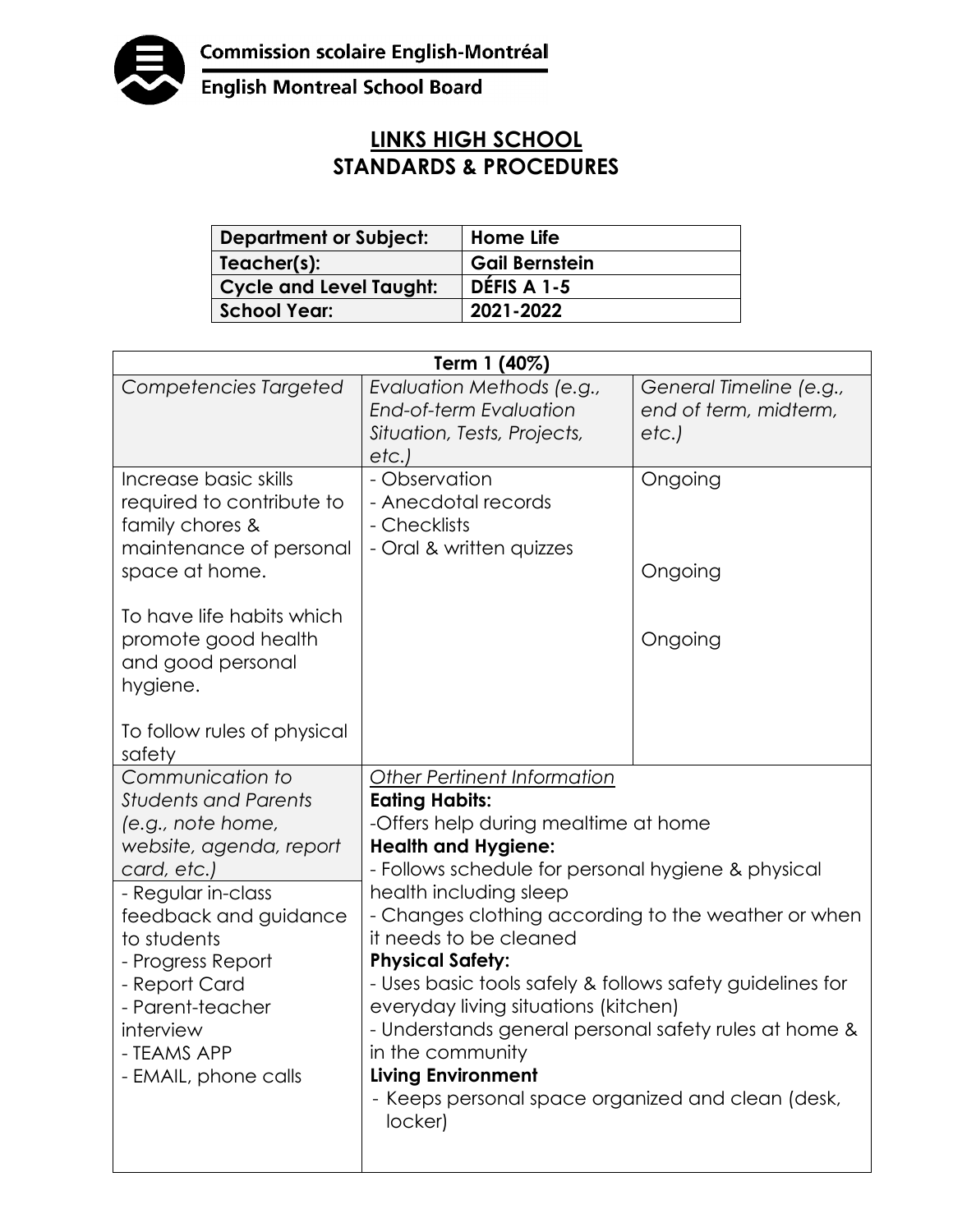Commission scolaire English-Montréal

English Montreal School Board

# LINKS HIGH SCHOOL
## STANDARDS & PROCEDURES

| **Department or Subject:** | **Home Life** |
|---|---|
| **Teacher(s):** | **Gail Bernstein** |
| **Cycle and Level Taught:** | **DÉFIS A 1-5** |
| **School Year:** | **2021-2022** |

| **Term 1 (40%)** | | |
|---|---|---|
| *Competencies Targeted* | *Evaluation Methods (e.g., End-of-term Evaluation Situation, Tests, Projects, etc.)* | *General Timeline (e.g., end of term, midterm, etc.)* |
| Increase basic skills required to contribute to family chores & maintenance of personal space at home.<br><br>To have life habits which promote good health and good personal hygiene.<br><br>To follow rules of physical safety | - Observation<br>- Anecdotal records<br>- Checklists<br>- Oral & written quizzes | Ongoing<br><br>Ongoing<br><br>Ongoing |
| *Communication to Students and Parents (e.g., note home, website, agenda, report card, etc.)*<br><br>- Regular in-class feedback and guidance to students<br>- Progress Report<br>- Report Card<br>- Parent-teacher interview<br>- TEAMS APP<br>- EMAIL, phone calls | *Other Pertinent Information*<br>**Eating Habits:**<br>-Offers help during mealtime at home<br>**Health and Hygiene:**<br>- Follows schedule for personal hygiene & physical health including sleep<br>- Changes clothing according to the weather or when it needs to be cleaned<br>**Physical Safety:**<br>- Uses basic tools safely & follows safety guidelines for everyday living situations (kitchen)<br>- Understands general personal safety rules at home & in the community<br>**Living Environment**<br>- Keeps personal space organized and clean (desk, locker) | |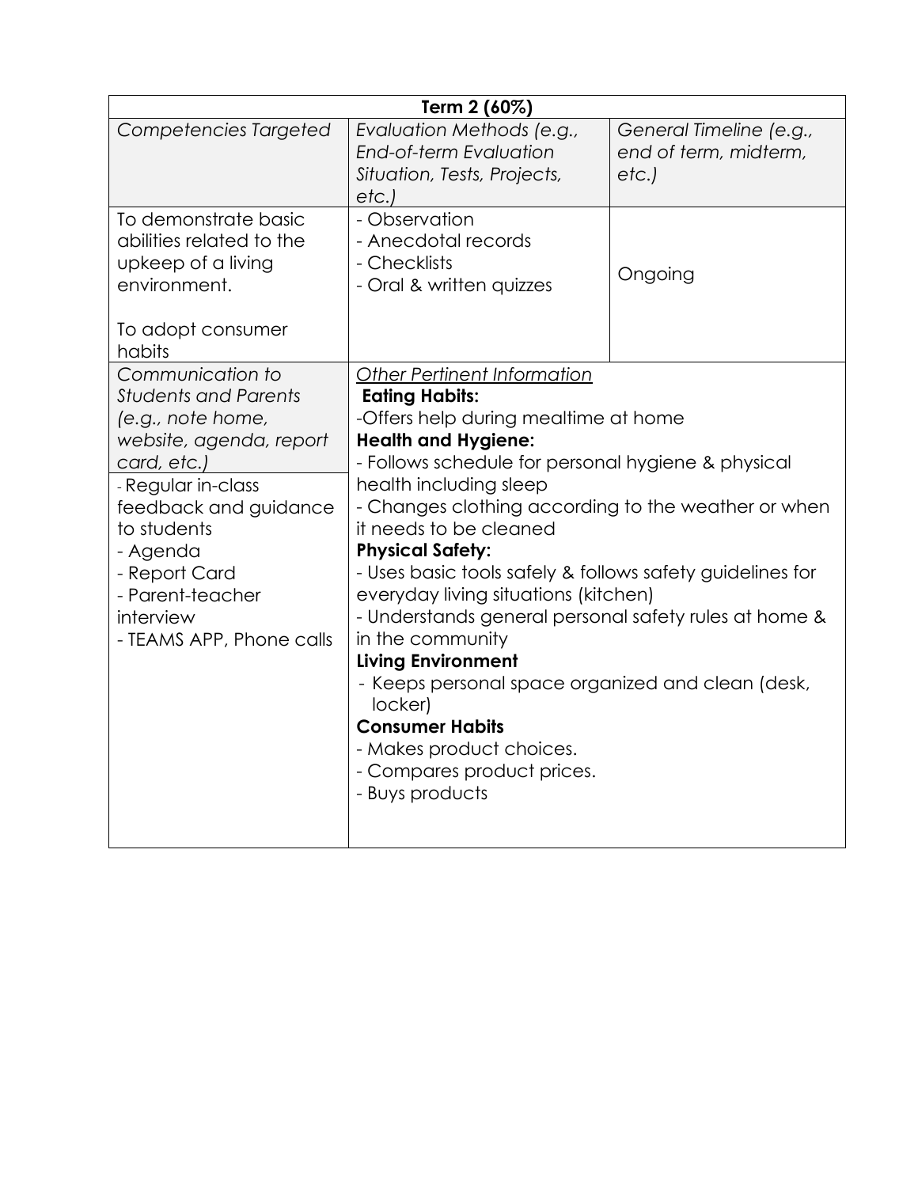| Term 2 (60%) | | |
|---|---|---|
| *Competencies Targeted* | *Evaluation Methods (e.g., End-of-term Evaluation Situation, Tests, Projects, etc.)* | *General Timeline (e.g., end of term, midterm, etc.)* |
| To demonstrate basic abilities related to the upkeep of a living environment.<br><br>To adopt consumer habits | - Observation<br>- Anecdotal records<br>- Checklists<br>- Oral & written quizzes | Ongoing |
| *Communication to Students and Parents (e.g., note home, website, agenda, report card, etc.)*<br>- Regular in-class feedback and guidance to students<br>- Agenda<br>- Report Card<br>- Parent-teacher interview<br>- TEAMS APP, Phone calls | <u>*Other Pertinent Information*</u><br>**Eating Habits:**<br>-Offers help during mealtime at home<br>**Health and Hygiene:**<br>- Follows schedule for personal hygiene & physical health including sleep<br>- Changes clothing according to the weather or when it needs to be cleaned<br>**Physical Safety:**<br>- Uses basic tools safely & follows safety guidelines for everyday living situations (kitchen)<br>- Understands general personal safety rules at home & in the community<br>**Living Environment**<br>- Keeps personal space organized and clean (desk, locker)<br>**Consumer Habits**<br>- Makes product choices.<br>- Compares product prices.<br>- Buys products | |